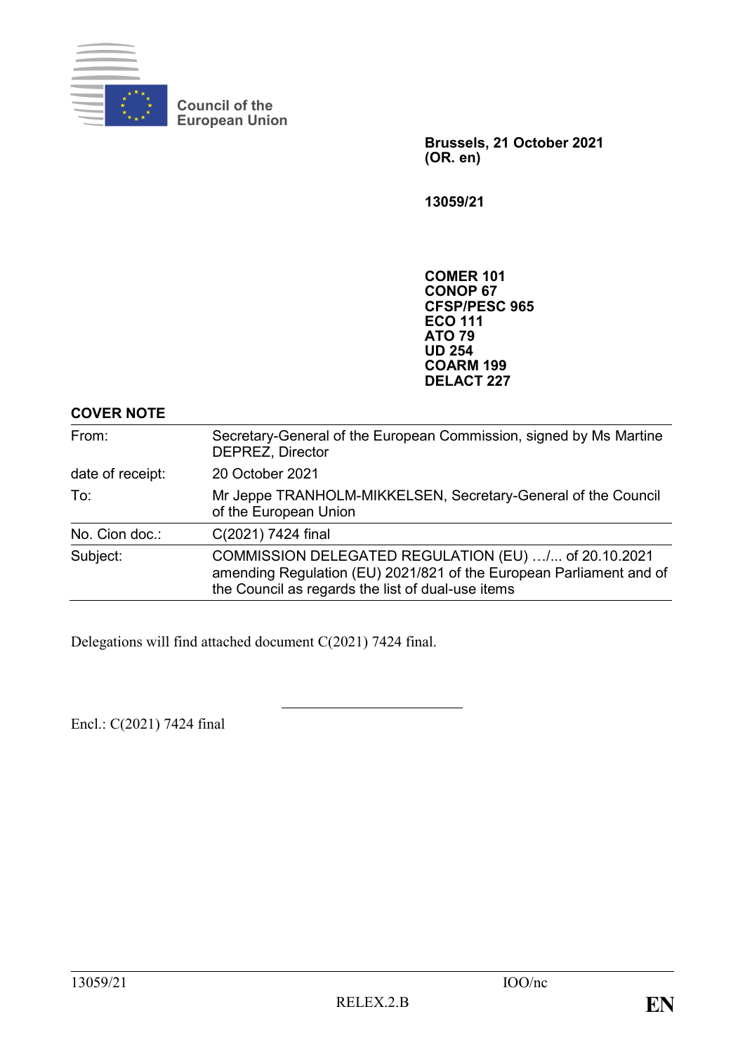Council of the European Union

**Brussels, 21 October 2021**
**(OR. en)**

**13059/21**

**COMER 101**
**CONOP 67**
**CFSP/PESC 965**
**ECO 111**
**ATO 79**
**UD 254**
**COARM 199**
**DELACT 227**

**COVER NOTE**

| | |
|---|---|
| From: | Secretary-General of the European Commission, signed by Ms Martine DEPREZ, Director |
| date of receipt: | 20 October 2021 |
| To: | Mr Jeppe TRANHOLM-MIKKELSEN, Secretary-General of the Council of the European Union |
| No. Cion doc.: | C(2021) 7424 final |
| Subject: | COMMISSION DELEGATED REGULATION (EU) …/... of 20.10.2021 amending Regulation (EU) 2021/821 of the European Parliament and of the Council as regards the list of dual-use items |

Delegations will find attached document C(2021) 7424 final.

Encl.: C(2021) 7424 final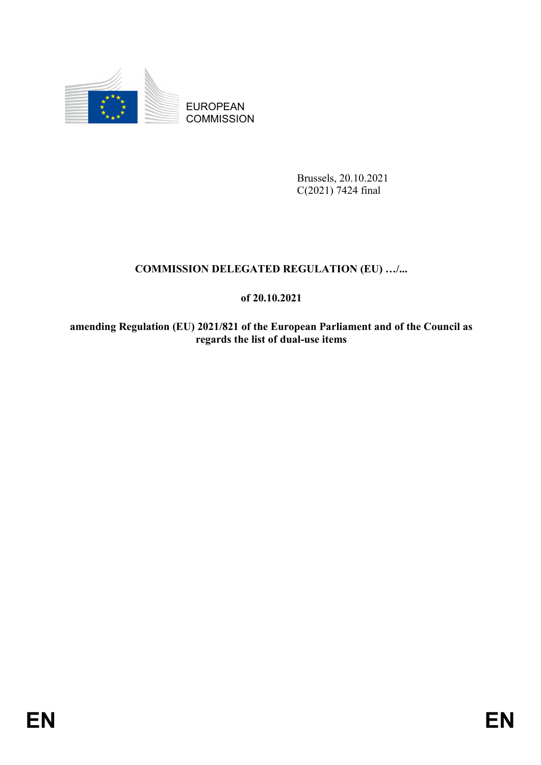EUROPEAN COMMISSION

Brussels, 20.10.2021
C(2021) 7424 final

**COMMISSION DELEGATED REGULATION (EU) …/...**

**of 20.10.2021**

**amending Regulation (EU) 2021/821 of the European Parliament and of the Council as regards the list of dual-use items**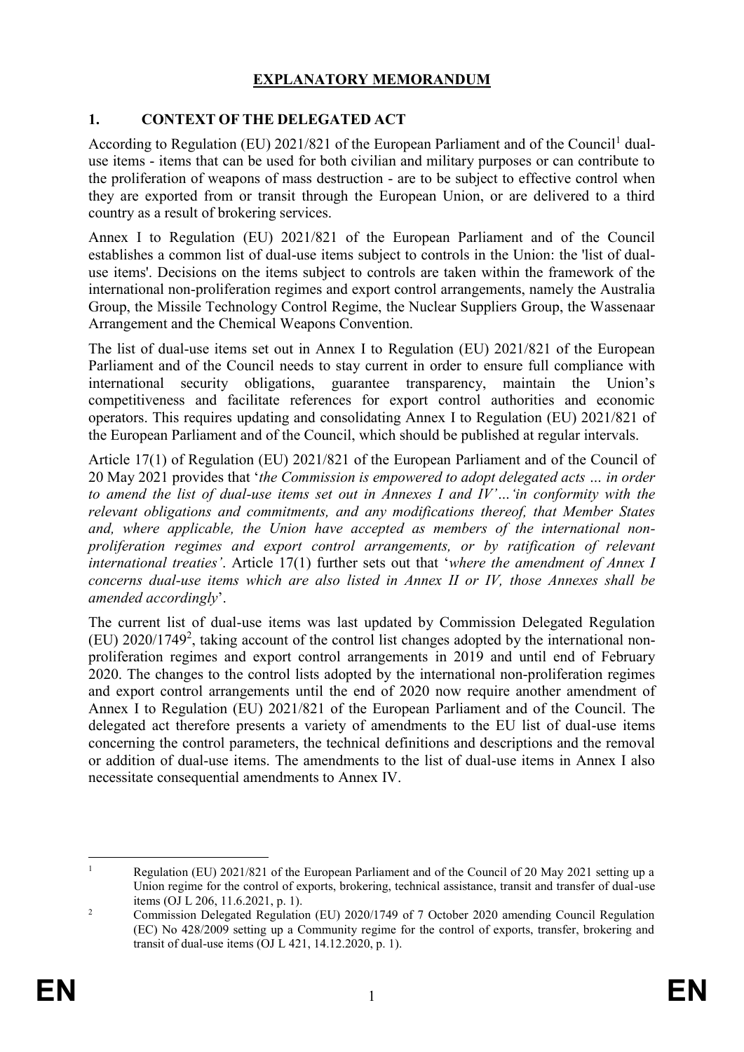# EXPLANATORY MEMORANDUM

## 1. CONTEXT OF THE DELEGATED ACT

According to Regulation (EU) 2021/821 of the European Parliament and of the Council[1] dual-use items - items that can be used for both civilian and military purposes or can contribute to the proliferation of weapons of mass destruction - are to be subject to effective control when they are exported from or transit through the European Union, or are delivered to a third country as a result of brokering services.

Annex I to Regulation (EU) 2021/821 of the European Parliament and of the Council establishes a common list of dual-use items subject to controls in the Union: the 'list of dual-use items'. Decisions on the items subject to controls are taken within the framework of the international non-proliferation regimes and export control arrangements, namely the Australia Group, the Missile Technology Control Regime, the Nuclear Suppliers Group, the Wassenaar Arrangement and the Chemical Weapons Convention.

The list of dual-use items set out in Annex I to Regulation (EU) 2021/821 of the European Parliament and of the Council needs to stay current in order to ensure full compliance with international security obligations, guarantee transparency, maintain the Union's competitiveness and facilitate references for export control authorities and economic operators. This requires updating and consolidating Annex I to Regulation (EU) 2021/821 of the European Parliament and of the Council, which should be published at regular intervals.

Article 17(1) of Regulation (EU) 2021/821 of the European Parliament and of the Council of 20 May 2021 provides that '*the Commission is empowered to adopt delegated acts … in order to amend the list of dual-use items set out in Annexes I and IV'…'in conformity with the relevant obligations and commitments, and any modifications thereof, that Member States and, where applicable, the Union have accepted as members of the international non-proliferation regimes and export control arrangements, or by ratification of relevant international treaties'*. Article 17(1) further sets out that '*where the amendment of Annex I concerns dual-use items which are also listed in Annex II or IV, those Annexes shall be amended accordingly*'.

The current list of dual-use items was last updated by Commission Delegated Regulation (EU) 2020/1749[2], taking account of the control list changes adopted by the international non-proliferation regimes and export control arrangements in 2019 and until end of February 2020. The changes to the control lists adopted by the international non-proliferation regimes and export control arrangements until the end of 2020 now require another amendment of Annex I to Regulation (EU) 2021/821 of the European Parliament and of the Council. The delegated act therefore presents a variety of amendments to the EU list of dual-use items concerning the control parameters, the technical definitions and descriptions and the removal or addition of dual-use items. The amendments to the list of dual-use items in Annex I also necessitate consequential amendments to Annex IV.

---

[1] Regulation (EU) 2021/821 of the European Parliament and of the Council of 20 May 2021 setting up a Union regime for the control of exports, brokering, technical assistance, transit and transfer of dual-use items (OJ L 206, 11.6.2021, p. 1).

[2] Commission Delegated Regulation (EU) 2020/1749 of 7 October 2020 amending Council Regulation (EC) No 428/2009 setting up a Community regime for the control of exports, transfer, brokering and transit of dual-use items (OJ L 421, 14.12.2020, p. 1).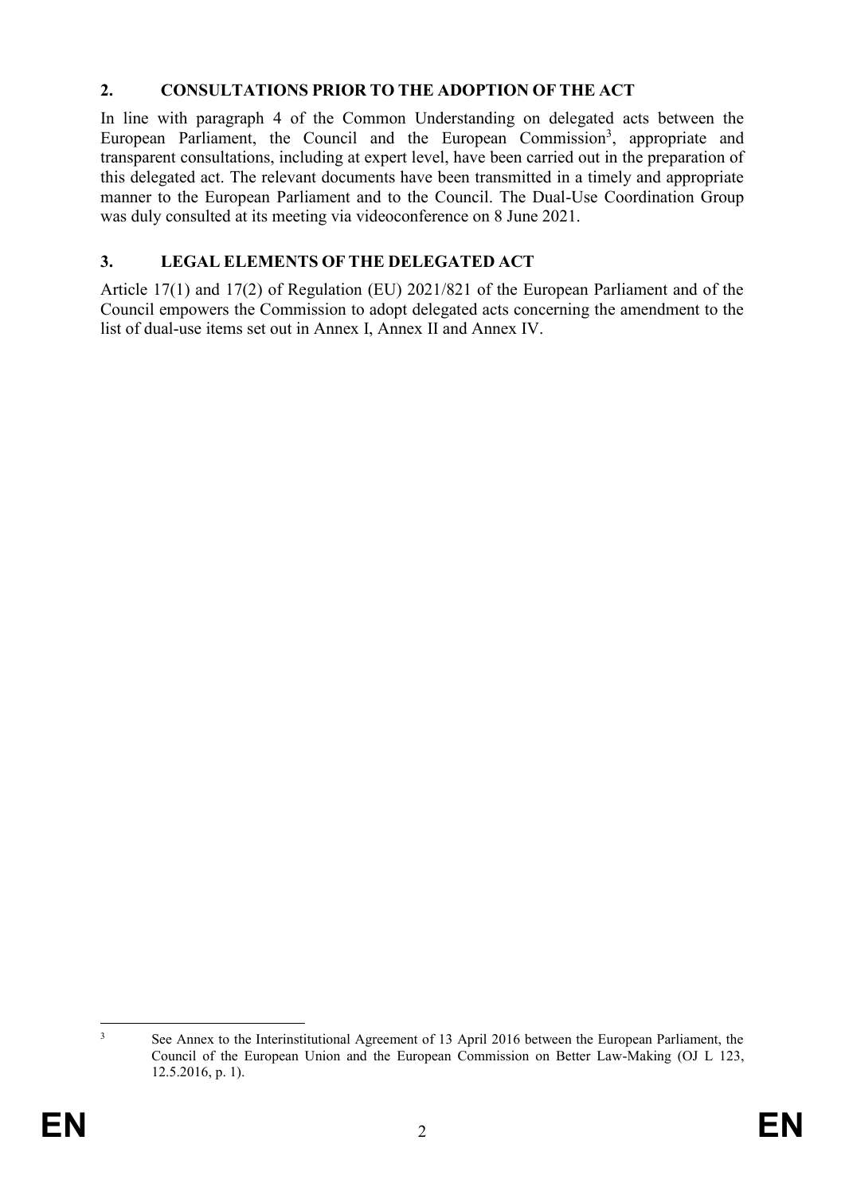## 2. CONSULTATIONS PRIOR TO THE ADOPTION OF THE ACT

In line with paragraph 4 of the Common Understanding on delegated acts between the European Parliament, the Council and the European Commission[3], appropriate and transparent consultations, including at expert level, have been carried out in the preparation of this delegated act. The relevant documents have been transmitted in a timely and appropriate manner to the European Parliament and to the Council. The Dual-Use Coordination Group was duly consulted at its meeting via videoconference on 8 June 2021.

## 3. LEGAL ELEMENTS OF THE DELEGATED ACT

Article 17(1) and 17(2) of Regulation (EU) 2021/821 of the European Parliament and of the Council empowers the Commission to adopt delegated acts concerning the amendment to the list of dual-use items set out in Annex I, Annex II and Annex IV.

---

[3] See Annex to the Interinstitutional Agreement of 13 April 2016 between the European Parliament, the Council of the European Union and the European Commission on Better Law-Making (OJ L 123, 12.5.2016, p. 1).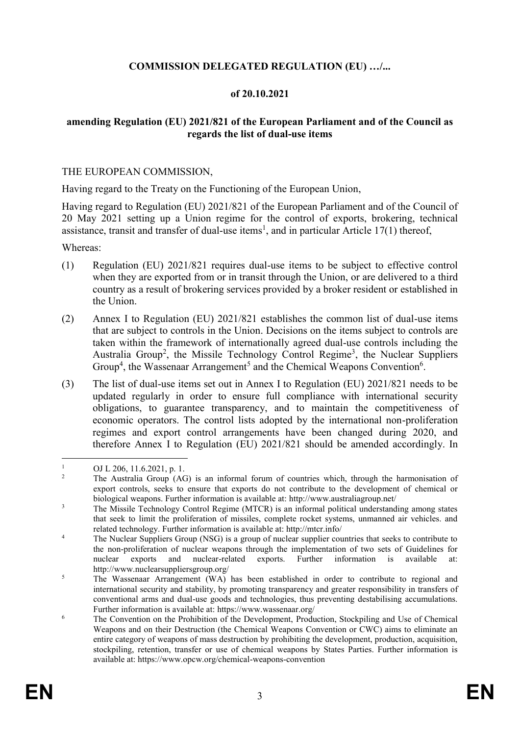**COMMISSION DELEGATED REGULATION (EU) …/...**

**of 20.10.2021**

**amending Regulation (EU) 2021/821 of the European Parliament and of the Council as regards the list of dual-use items**

THE EUROPEAN COMMISSION,

Having regard to the Treaty on the Functioning of the European Union,

Having regard to Regulation (EU) 2021/821 of the European Parliament and of the Council of 20 May 2021 setting up a Union regime for the control of exports, brokering, technical assistance, transit and transfer of dual-use items[1], and in particular Article 17(1) thereof,

Whereas:

(1) Regulation (EU) 2021/821 requires dual-use items to be subject to effective control when they are exported from or in transit through the Union, or are delivered to a third country as a result of brokering services provided by a broker resident or established in the Union.

(2) Annex I to Regulation (EU) 2021/821 establishes the common list of dual-use items that are subject to controls in the Union. Decisions on the items subject to controls are taken within the framework of internationally agreed dual-use controls including the Australia Group[2], the Missile Technology Control Regime[3], the Nuclear Suppliers Group[4], the Wassenaar Arrangement[5] and the Chemical Weapons Convention[6].

(3) The list of dual-use items set out in Annex I to Regulation (EU) 2021/821 needs to be updated regularly in order to ensure full compliance with international security obligations, to guarantee transparency, and to maintain the competitiveness of economic operators. The control lists adopted by the international non-proliferation regimes and export control arrangements have been changed during 2020, and therefore Annex I to Regulation (EU) 2021/821 should be amended accordingly. In

---

[1] OJ L 206, 11.6.2021, p. 1.

[2] The Australia Group (AG) is an informal forum of countries which, through the harmonisation of export controls, seeks to ensure that exports do not contribute to the development of chemical or biological weapons. Further information is available at: http://www.australiagroup.net/

[3] The Missile Technology Control Regime (MTCR) is an informal political understanding among states that seek to limit the proliferation of missiles, complete rocket systems, unmanned air vehicles. and related technology. Further information is available at: http://mtcr.info/

[4] The Nuclear Suppliers Group (NSG) is a group of nuclear supplier countries that seeks to contribute to the non-proliferation of nuclear weapons through the implementation of two sets of Guidelines for nuclear exports and nuclear-related exports. Further information is available at: http://www.nuclearsuppliersgroup.org/

[5] The Wassenaar Arrangement (WA) has been established in order to contribute to regional and international security and stability, by promoting transparency and greater responsibility in transfers of conventional arms and dual-use goods and technologies, thus preventing destabilising accumulations. Further information is available at: https://www.wassenaar.org/

[6] The Convention on the Prohibition of the Development, Production, Stockpiling and Use of Chemical Weapons and on their Destruction (the Chemical Weapons Convention or CWC) aims to eliminate an entire category of weapons of mass destruction by prohibiting the development, production, acquisition, stockpiling, retention, transfer or use of chemical weapons by States Parties. Further information is available at: https://www.opcw.org/chemical-weapons-convention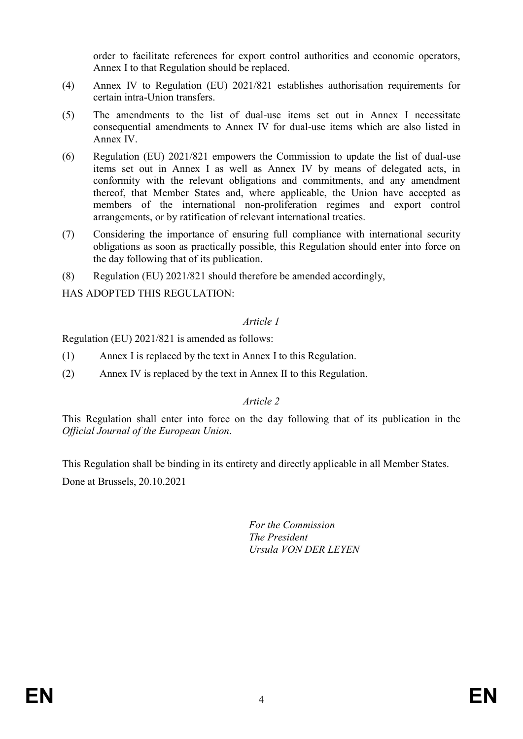order to facilitate references for export control authorities and economic operators, Annex I to that Regulation should be replaced.

(4) Annex IV to Regulation (EU) 2021/821 establishes authorisation requirements for certain intra-Union transfers.

(5) The amendments to the list of dual-use items set out in Annex I necessitate consequential amendments to Annex IV for dual-use items which are also listed in Annex IV.

(6) Regulation (EU) 2021/821 empowers the Commission to update the list of dual-use items set out in Annex I as well as Annex IV by means of delegated acts, in conformity with the relevant obligations and commitments, and any amendment thereof, that Member States and, where applicable, the Union have accepted as members of the international non-proliferation regimes and export control arrangements, or by ratification of relevant international treaties.

(7) Considering the importance of ensuring full compliance with international security obligations as soon as practically possible, this Regulation should enter into force on the day following that of its publication.

(8) Regulation (EU) 2021/821 should therefore be amended accordingly,

HAS ADOPTED THIS REGULATION:

*Article 1*

Regulation (EU) 2021/821 is amended as follows:

(1) Annex I is replaced by the text in Annex I to this Regulation.

(2) Annex IV is replaced by the text in Annex II to this Regulation.

*Article 2*

This Regulation shall enter into force on the day following that of its publication in the *Official Journal of the European Union*.

This Regulation shall be binding in its entirety and directly applicable in all Member States.

Done at Brussels, 20.10.2021

*For the Commission*
*The President*
*Ursula VON DER LEYEN*